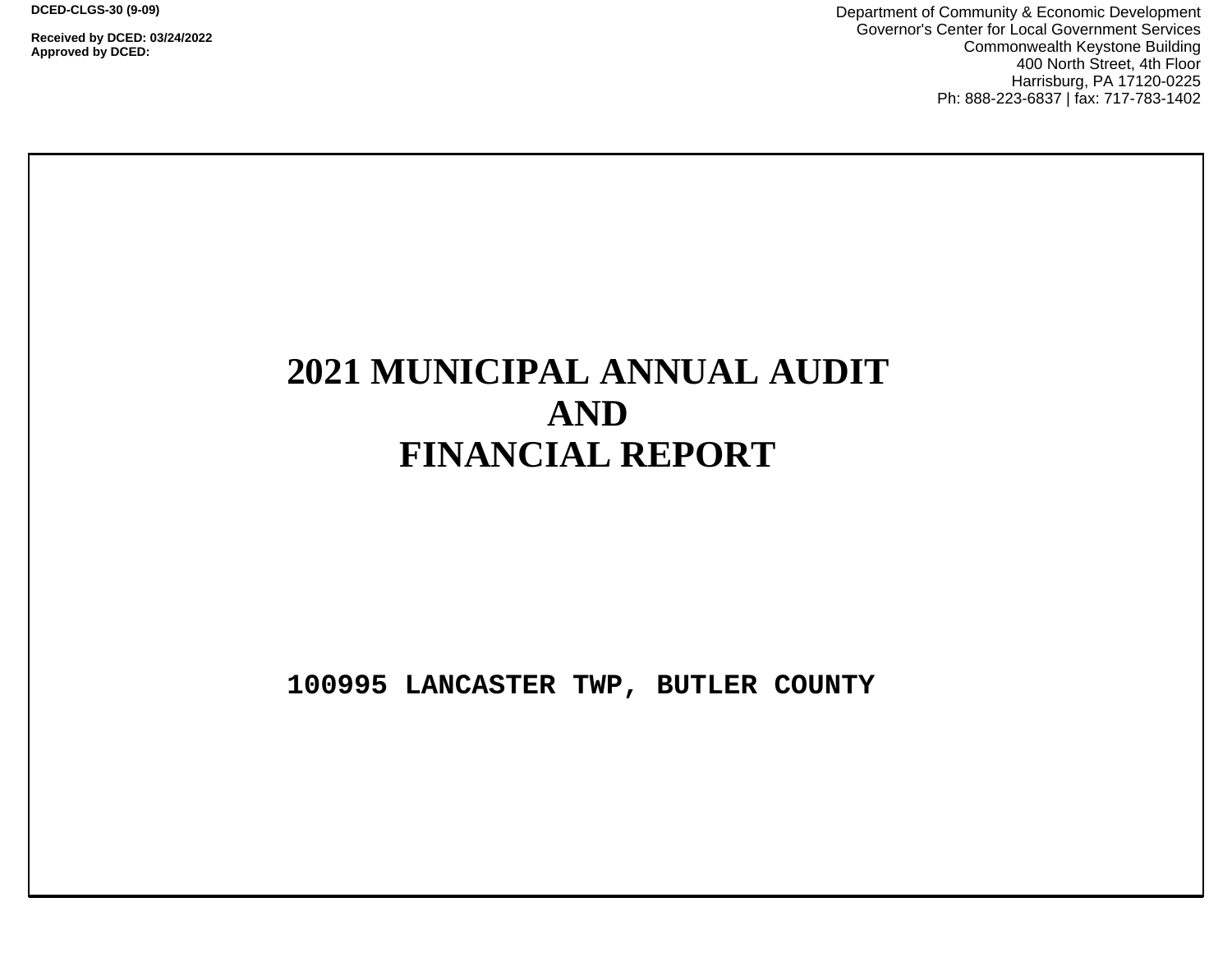**DCED-CLGS-30 (9-09)**

**Received by DCED: 03/24/2022**
**Approved by DCED:**

Department of Community & Economic Development
Governor's Center for Local Government Services
Commonwealth Keystone Building
400 North Street, 4th Floor
Harrisburg, PA 17120-0225
Ph: 888-223-6837 | fax: 717-783-1402

# 2021 MUNICIPAL ANNUAL AUDIT AND FINANCIAL REPORT

**100995 LANCASTER TWP, BUTLER COUNTY**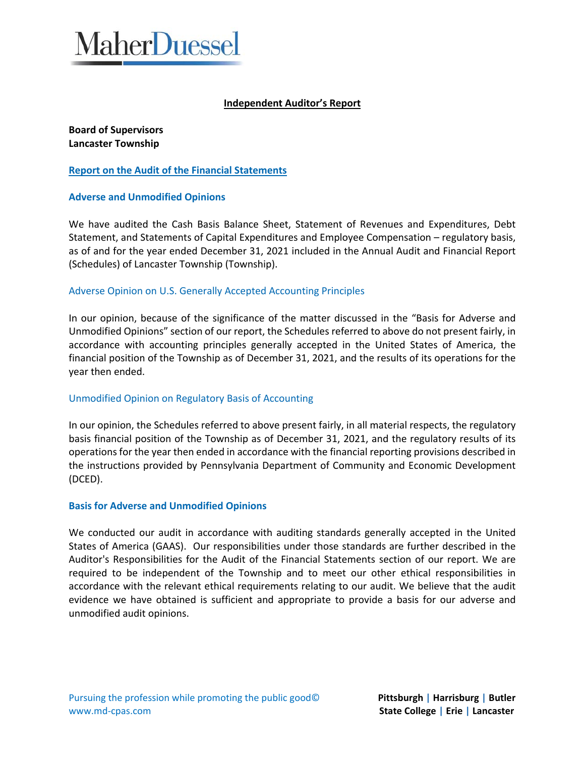# Independent Auditor's Report

**Board of Supervisors**
**Lancaster Township**

## Report on the Audit of the Financial Statements

### Adverse and Unmodified Opinions

We have audited the Cash Basis Balance Sheet, Statement of Revenues and Expenditures, Debt Statement, and Statements of Capital Expenditures and Employee Compensation – regulatory basis, as of and for the year ended December 31, 2021 included in the Annual Audit and Financial Report (Schedules) of Lancaster Township (Township).

#### Adverse Opinion on U.S. Generally Accepted Accounting Principles

In our opinion, because of the significance of the matter discussed in the "Basis for Adverse and Unmodified Opinions" section of our report, the Schedules referred to above do not present fairly, in accordance with accounting principles generally accepted in the United States of America, the financial position of the Township as of December 31, 2021, and the results of its operations for the year then ended.

#### Unmodified Opinion on Regulatory Basis of Accounting

In our opinion, the Schedules referred to above present fairly, in all material respects, the regulatory basis financial position of the Township as of December 31, 2021, and the regulatory results of its operations for the year then ended in accordance with the financial reporting provisions described in the instructions provided by Pennsylvania Department of Community and Economic Development (DCED).

### Basis for Adverse and Unmodified Opinions

We conducted our audit in accordance with auditing standards generally accepted in the United States of America (GAAS). Our responsibilities under those standards are further described in the Auditor's Responsibilities for the Audit of the Financial Statements section of our report. We are required to be independent of the Township and to meet our other ethical responsibilities in accordance with the relevant ethical requirements relating to our audit. We believe that the audit evidence we have obtained is sufficient and appropriate to provide a basis for our adverse and unmodified audit opinions.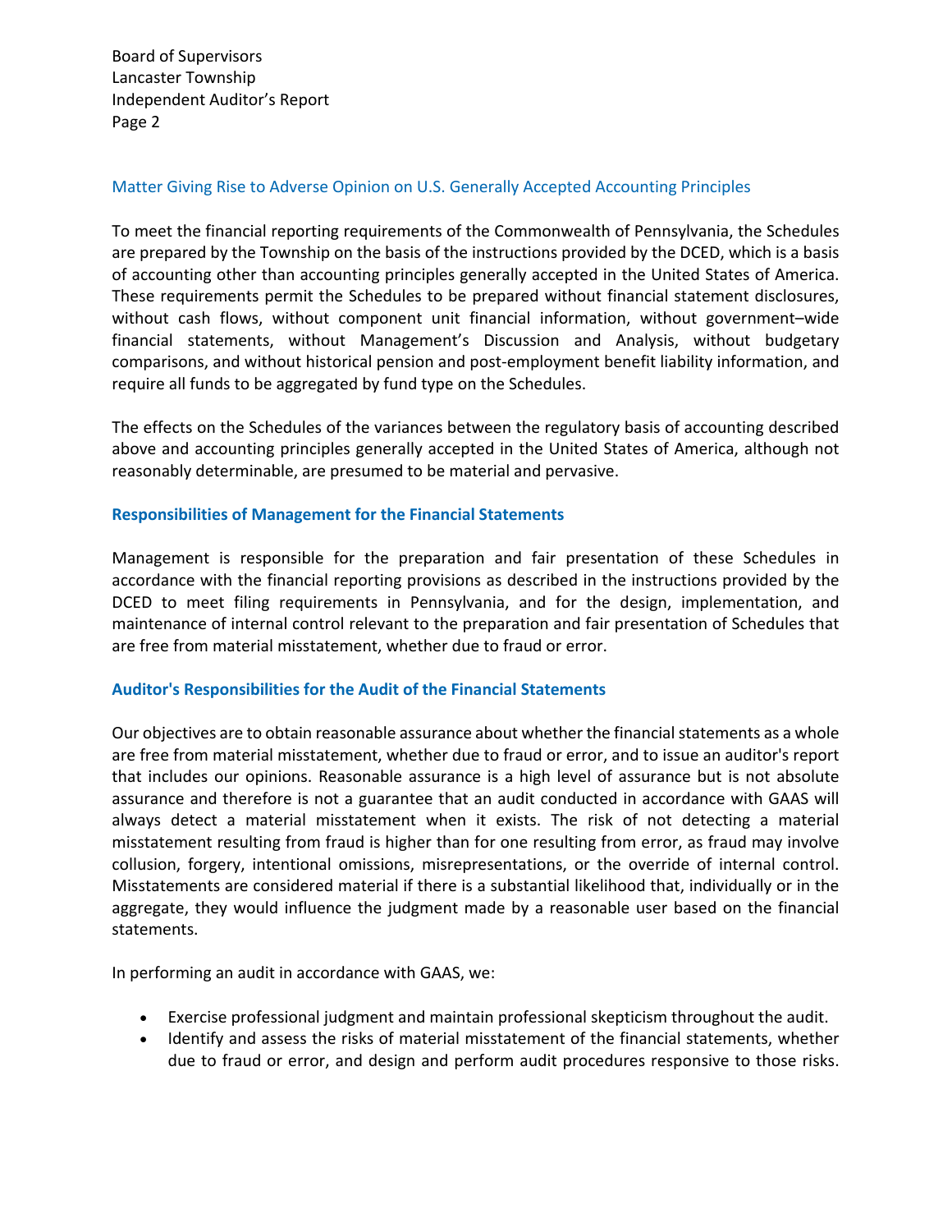### Matter Giving Rise to Adverse Opinion on U.S. Generally Accepted Accounting Principles

To meet the financial reporting requirements of the Commonwealth of Pennsylvania, the Schedules are prepared by the Township on the basis of the instructions provided by the DCED, which is a basis of accounting other than accounting principles generally accepted in the United States of America. These requirements permit the Schedules to be prepared without financial statement disclosures, without cash flows, without component unit financial information, without government–wide financial statements, without Management's Discussion and Analysis, without budgetary comparisons, and without historical pension and post-employment benefit liability information, and require all funds to be aggregated by fund type on the Schedules.

The effects on the Schedules of the variances between the regulatory basis of accounting described above and accounting principles generally accepted in the United States of America, although not reasonably determinable, are presumed to be material and pervasive.

### Responsibilities of Management for the Financial Statements

Management is responsible for the preparation and fair presentation of these Schedules in accordance with the financial reporting provisions as described in the instructions provided by the DCED to meet filing requirements in Pennsylvania, and for the design, implementation, and maintenance of internal control relevant to the preparation and fair presentation of Schedules that are free from material misstatement, whether due to fraud or error.

### Auditor's Responsibilities for the Audit of the Financial Statements

Our objectives are to obtain reasonable assurance about whether the financial statements as a whole are free from material misstatement, whether due to fraud or error, and to issue an auditor's report that includes our opinions. Reasonable assurance is a high level of assurance but is not absolute assurance and therefore is not a guarantee that an audit conducted in accordance with GAAS will always detect a material misstatement when it exists. The risk of not detecting a material misstatement resulting from fraud is higher than for one resulting from error, as fraud may involve collusion, forgery, intentional omissions, misrepresentations, or the override of internal control. Misstatements are considered material if there is a substantial likelihood that, individually or in the aggregate, they would influence the judgment made by a reasonable user based on the financial statements.

In performing an audit in accordance with GAAS, we:

- Exercise professional judgment and maintain professional skepticism throughout the audit.
- Identify and assess the risks of material misstatement of the financial statements, whether due to fraud or error, and design and perform audit procedures responsive to those risks.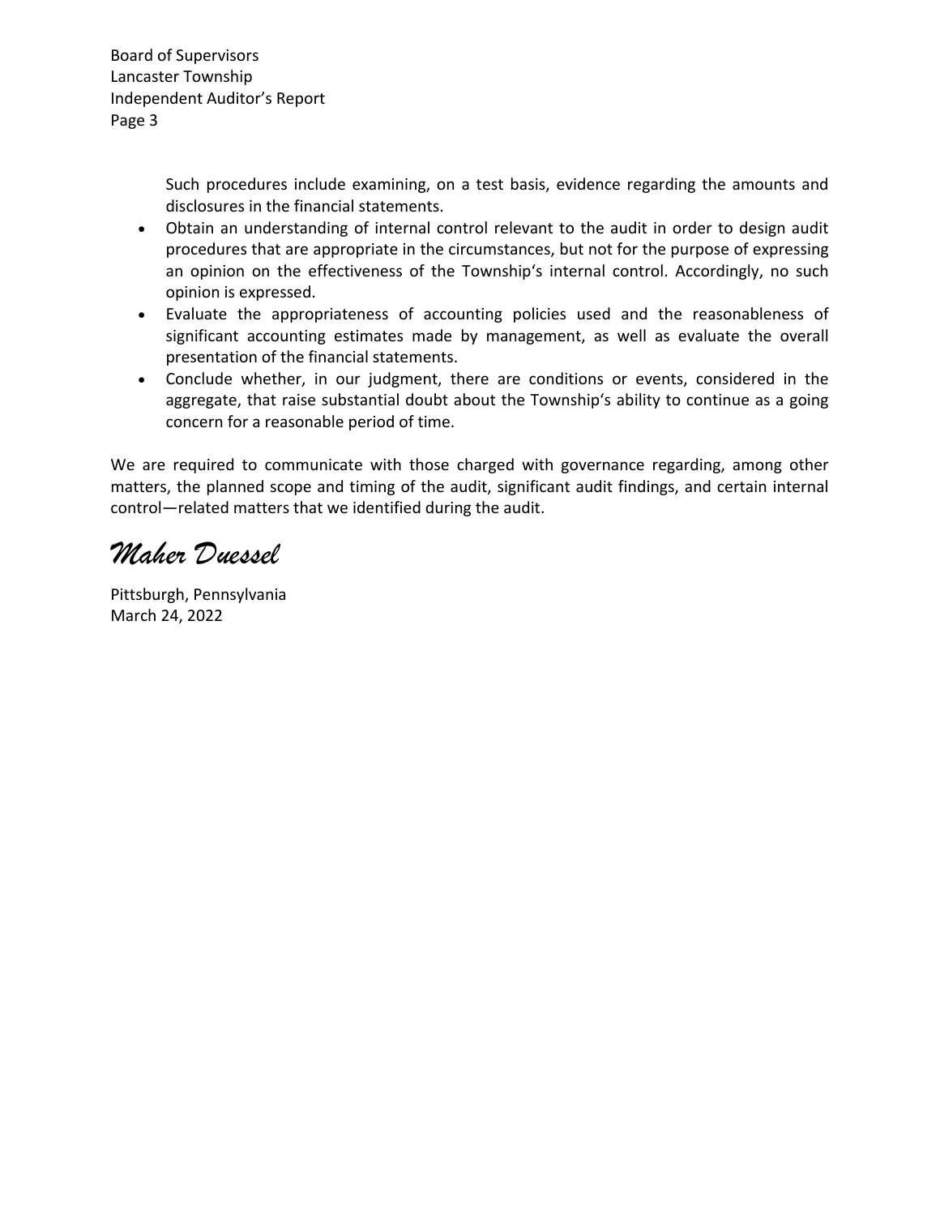Such procedures include examining, on a test basis, evidence regarding the amounts and disclosures in the financial statements.

- Obtain an understanding of internal control relevant to the audit in order to design audit procedures that are appropriate in the circumstances, but not for the purpose of expressing an opinion on the effectiveness of the Township's internal control. Accordingly, no such opinion is expressed.
- Evaluate the appropriateness of accounting policies used and the reasonableness of significant accounting estimates made by management, as well as evaluate the overall presentation of the financial statements.
- Conclude whether, in our judgment, there are conditions or events, considered in the aggregate, that raise substantial doubt about the Township's ability to continue as a going concern for a reasonable period of time.

We are required to communicate with those charged with governance regarding, among other matters, the planned scope and timing of the audit, significant audit findings, and certain internal control—related matters that we identified during the audit.

*Maher Duessel*

Pittsburgh, Pennsylvania
March 24, 2022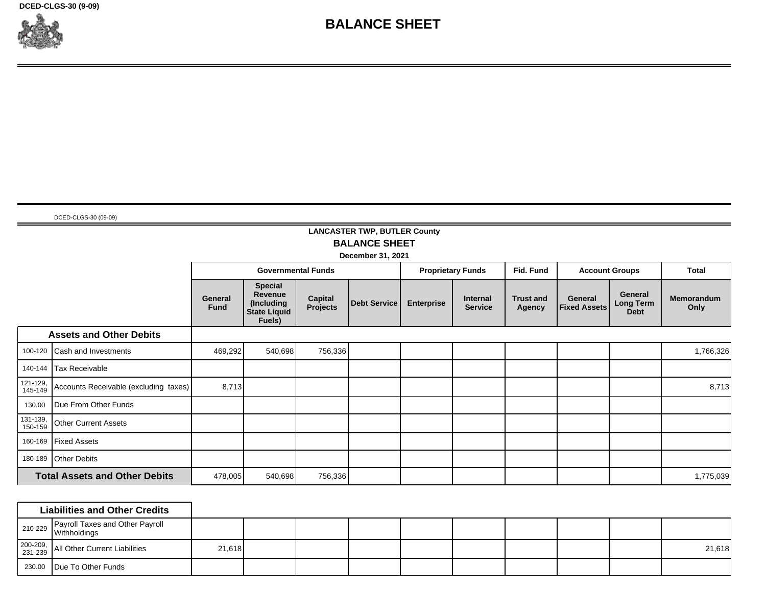DCED-CLGS-30 (9-09)

# BALANCE SHEET

DCED-CLGS-30 (09-09)

## LANCASTER TWP, BUTLER County

## BALANCE SHEET

**December 31, 2021**

| | | Governmental Funds | | | | Proprietary Funds | | Fid. Fund | Account Groups | | Total |
|---|---|---|---|---|---|---|---|---|---|---|---|
| | | General Fund | Special Revenue (Including State Liquid Fuels) | Capital Projects | Debt Service | Enterprise | Internal Service | Trust and Agency | General Fixed Assets | General Long Term Debt | Memorandum Only |
| **Assets and Other Debits** | | | | | | | | | | | |
| 100-120 | Cash and Investments | 469,292 | 540,698 | 756,336 | | | | | | | 1,766,326 |
| 140-144 | Tax Receivable | | | | | | | | | | |
| 121-129, 145-149 | Accounts Receivable (excluding taxes) | 8,713 | | | | | | | | | 8,713 |
| 130.00 | Due From Other Funds | | | | | | | | | | |
| 131-139, 150-159 | Other Current Assets | | | | | | | | | | |
| 160-169 | Fixed Assets | | | | | | | | | | |
| 180-189 | Other Debits | | | | | | | | | | |
| **Total Assets and Other Debits** | | 478,005 | 540,698 | 756,336 | | | | | | | 1,775,039 |
| **Liabilities and Other Credits** | | | | | | | | | | | |
| 210-229 | Payroll Taxes and Other Payroll Withholdings | | | | | | | | | | |
| 200-209, 231-239 | All Other Current Liabilities | 21,618 | | | | | | | | | 21,618 |
| 230.00 | Due To Other Funds | | | | | | | | | | |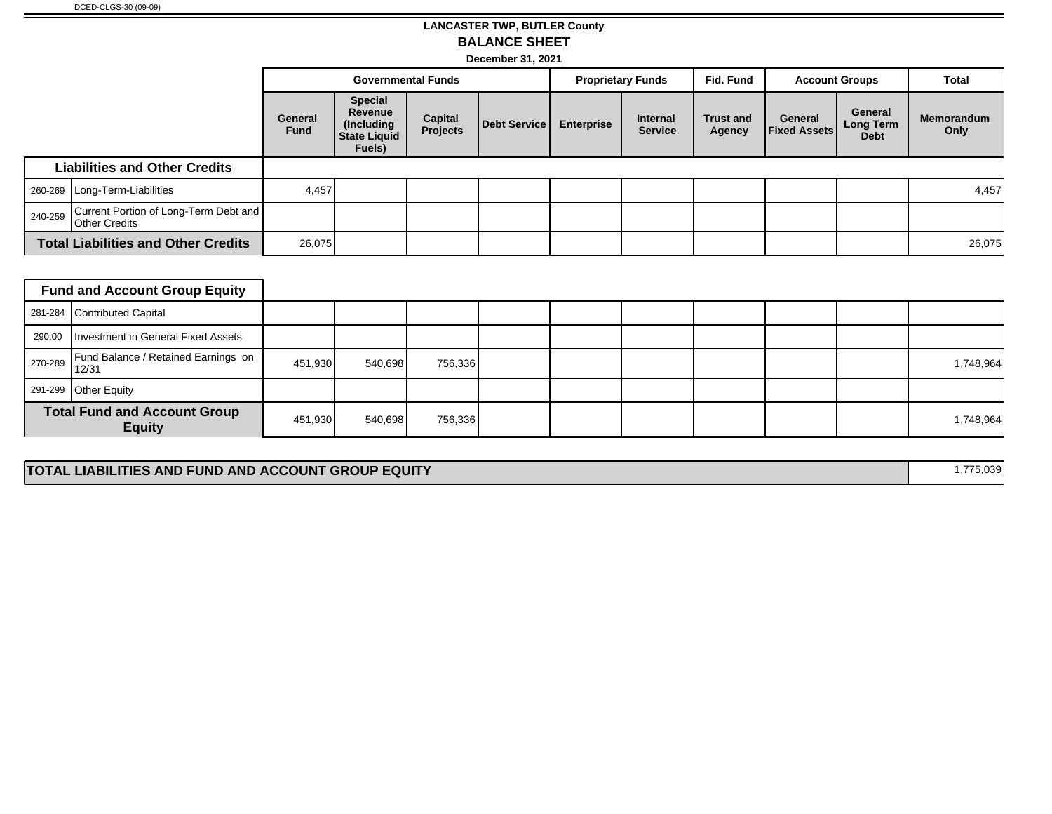DCED-CLGS-30 (09-09)

**LANCASTER TWP, BUTLER County**

**BALANCE SHEET**

**December 31, 2021**

| | | Governmental Funds | | | | Proprietary Funds | | Fid. Fund | Account Groups | | Total |
|---|---|---|---|---|---|---|---|---|---|---|---|
| | | General Fund | Special Revenue (Including State Liquid Fuels) | Capital Projects | Debt Service | Enterprise | Internal Service | Trust and Agency | General Fixed Assets | General Long Term Debt | Memorandum Only |
| **Liabilities and Other Credits** | | | | | | | | | | | |
| 260-269 | Long-Term-Liabilities | 4,457 | | | | | | | | | 4,457 |
| 240-259 | Current Portion of Long-Term Debt and Other Credits | | | | | | | | | | |
| **Total Liabilities and Other Credits** | | 26,075 | | | | | | | | | 26,075 |
| **Fund and Account Group Equity** | | | | | | | | | | | |
| 281-284 | Contributed Capital | | | | | | | | | | |
| 290.00 | Investment in General Fixed Assets | | | | | | | | | | |
| 270-289 | Fund Balance / Retained Earnings on 12/31 | 451,930 | 540,698 | 756,336 | | | | | | | 1,748,964 |
| 291-299 | Other Equity | | | | | | | | | | |
| **Total Fund and Account Group Equity** | | 451,930 | 540,698 | 756,336 | | | | | | | 1,748,964 |

| **TOTAL LIABILITIES AND FUND AND ACCOUNT GROUP EQUITY** | 1,775,039 |
|---|---|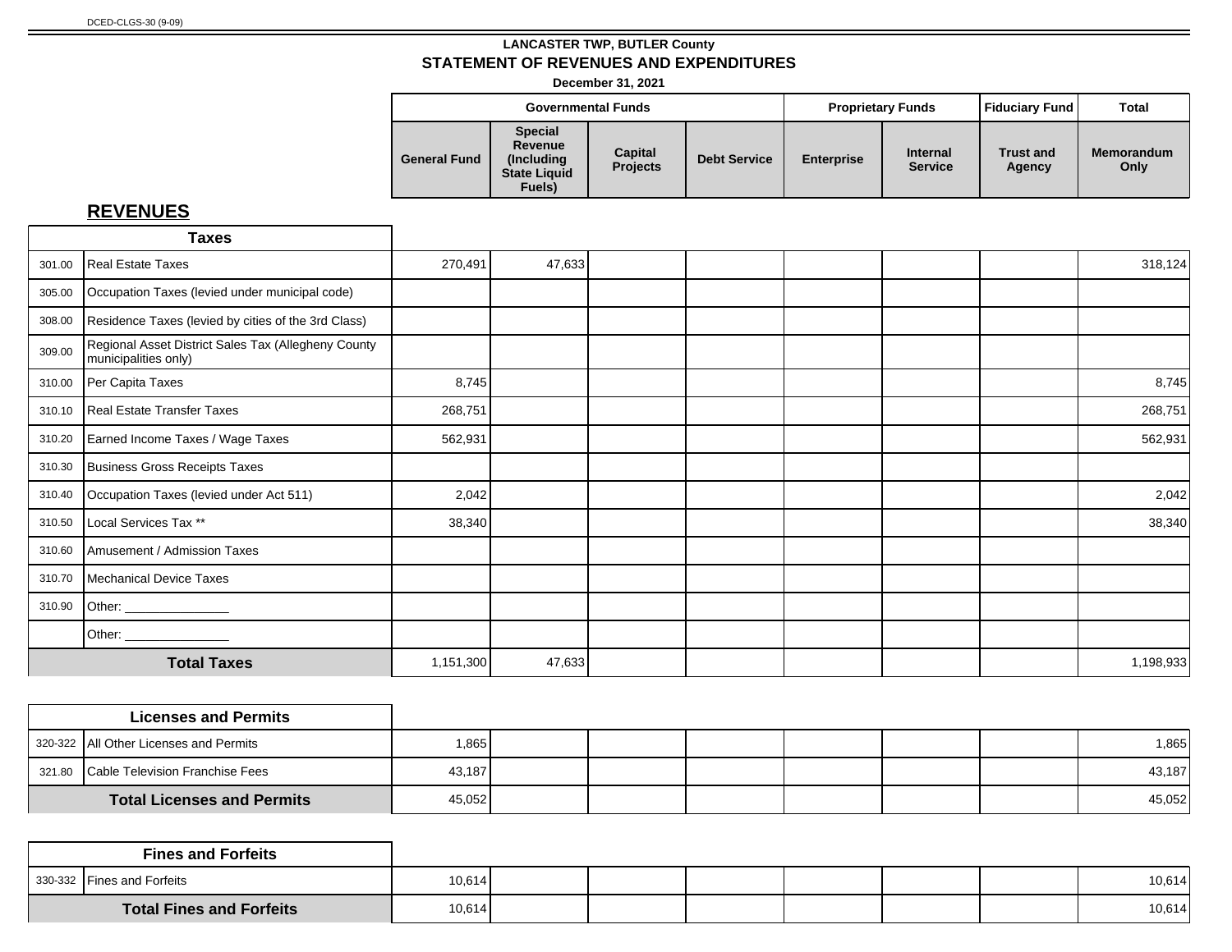DCED-CLGS-30 (9-09)

**LANCASTER TWP, BUTLER County**

**STATEMENT OF REVENUES AND EXPENDITURES**

**December 31, 2021**

## REVENUES

| Code | Taxes | General Fund | Special Revenue (Including State Liquid Fuels) | Capital Projects | Debt Service | Enterprise | Internal Service | Trust and Agency | Total Memorandum Only |
|---|---|---|---|---|---|---|---|---|---|
| | | **Governmental Funds** | | | | **Proprietary Funds** | | **Fiduciary Fund** | **Total** |
| 301.00 | Real Estate Taxes | 270,491 | 47,633 | | | | | | 318,124 |
| 305.00 | Occupation Taxes (levied under municipal code) | | | | | | | | |
| 308.00 | Residence Taxes (levied by cities of the 3rd Class) | | | | | | | | |
| 309.00 | Regional Asset District Sales Tax (Allegheny County municipalities only) | | | | | | | | |
| 310.00 | Per Capita Taxes | 8,745 | | | | | | | 8,745 |
| 310.10 | Real Estate Transfer Taxes | 268,751 | | | | | | | 268,751 |
| 310.20 | Earned Income Taxes / Wage Taxes | 562,931 | | | | | | | 562,931 |
| 310.30 | Business Gross Receipts Taxes | | | | | | | | |
| 310.40 | Occupation Taxes (levied under Act 511) | 2,042 | | | | | | | 2,042 |
| 310.50 | Local Services Tax ** | 38,340 | | | | | | | 38,340 |
| 310.60 | Amusement / Admission Taxes | | | | | | | | |
| 310.70 | Mechanical Device Taxes | | | | | | | | |
| 310.90 | Other: _______________ | | | | | | | | |
| | Other: _______________ | | | | | | | | |
| | **Total Taxes** | 1,151,300 | 47,633 | | | | | | 1,198,933 |

| Code | Licenses and Permits | General Fund | Special Revenue (Including State Liquid Fuels) | Capital Projects | Debt Service | Enterprise | Internal Service | Trust and Agency | Total Memorandum Only |
|---|---|---|---|---|---|---|---|---|---|
| 320-322 | All Other Licenses and Permits | 1,865 | | | | | | | 1,865 |
| 321.80 | Cable Television Franchise Fees | 43,187 | | | | | | | 43,187 |
| | **Total Licenses and Permits** | 45,052 | | | | | | | 45,052 |

| Code | Fines and Forfeits | General Fund | Special Revenue (Including State Liquid Fuels) | Capital Projects | Debt Service | Enterprise | Internal Service | Trust and Agency | Total Memorandum Only |
|---|---|---|---|---|---|---|---|---|---|
| 330-332 | Fines and Forfeits | 10,614 | | | | | | | 10,614 |
| | **Total Fines and Forfeits** | 10,614 | | | | | | | 10,614 |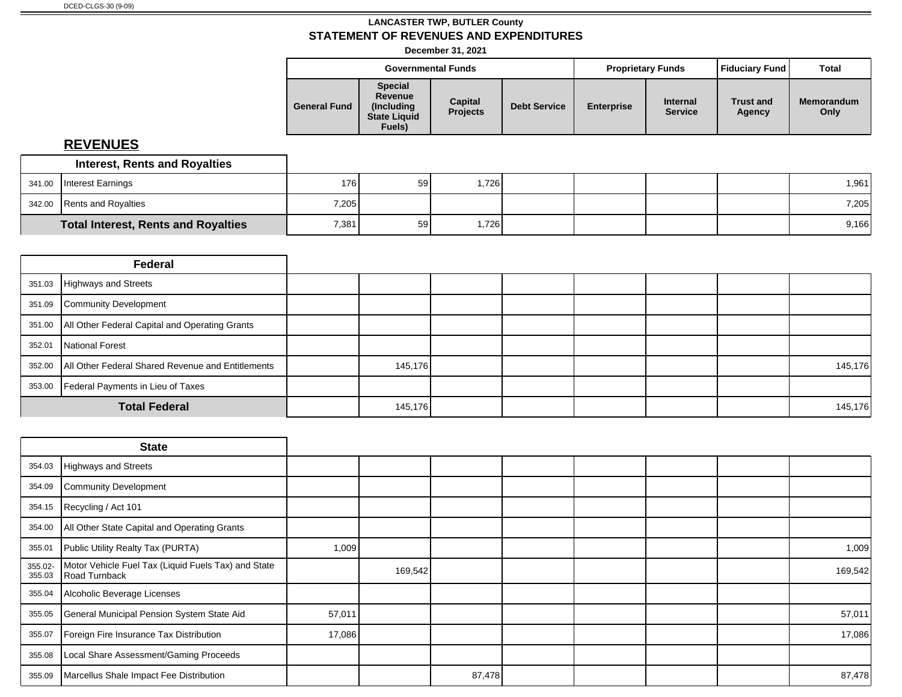DCED-CLGS-30 (9-09)

**LANCASTER TWP, BUTLER County**

## STATEMENT OF REVENUES AND EXPENDITURES

**December 31, 2021**

## REVENUES

| | | Governmental Funds | | | | Proprietary Funds | | Fiduciary Fund | Total |
|---|---|---|---|---|---|---|---|---|---|
| | | General Fund | Special Revenue (Including State Liquid Fuels) | Capital Projects | Debt Service | Enterprise | Internal Service | Trust and Agency | Memorandum Only |
| | **Interest, Rents and Royalties** | | | | | | | | |
| 341.00 | Interest Earnings | 176 | 59 | 1,726 | | | | | 1,961 |
| 342.00 | Rents and Royalties | 7,205 | | | | | | | 7,205 |
| | **Total Interest, Rents and Royalties** | 7,381 | 59 | 1,726 | | | | | 9,166 |
| | **Federal** | | | | | | | | |
| 351.03 | Highways and Streets | | | | | | | | |
| 351.09 | Community Development | | | | | | | | |
| 351.00 | All Other Federal Capital and Operating Grants | | | | | | | | |
| 352.01 | National Forest | | | | | | | | |
| 352.00 | All Other Federal Shared Revenue and Entitlements | | 145,176 | | | | | | 145,176 |
| 353.00 | Federal Payments in Lieu of Taxes | | | | | | | | |
| | **Total Federal** | | 145,176 | | | | | | 145,176 |
| | **State** | | | | | | | | |
| 354.03 | Highways and Streets | | | | | | | | |
| 354.09 | Community Development | | | | | | | | |
| 354.15 | Recycling / Act 101 | | | | | | | | |
| 354.00 | All Other State Capital and Operating Grants | | | | | | | | |
| 355.01 | Public Utility Realty Tax (PURTA) | 1,009 | | | | | | | 1,009 |
| 355.02-355.03 | Motor Vehicle Fuel Tax (Liquid Fuels Tax) and State Road Turnback | | 169,542 | | | | | | 169,542 |
| 355.04 | Alcoholic Beverage Licenses | | | | | | | | |
| 355.05 | General Municipal Pension System State Aid | 57,011 | | | | | | | 57,011 |
| 355.07 | Foreign Fire Insurance Tax Distribution | 17,086 | | | | | | | 17,086 |
| 355.08 | Local Share Assessment/Gaming Proceeds | | | | | | | | |
| 355.09 | Marcellus Shale Impact Fee Distribution | | | 87,478 | | | | | 87,478 |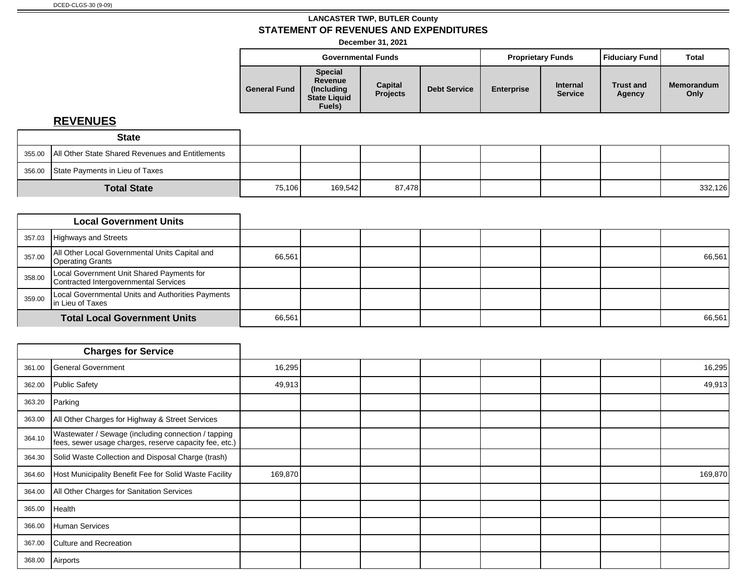DCED-CLGS-30 (9-09)

**LANCASTER TWP, BUTLER County**

**STATEMENT OF REVENUES AND EXPENDITURES**

**December 31, 2021**

## REVENUES

| | | Governmental Funds | | | | Proprietary Funds | | Fiduciary Fund | Total |
|---|---|---|---|---|---|---|---|---|---|
| | | General Fund | Special Revenue (Including State Liquid Fuels) | Capital Projects | Debt Service | Enterprise | Internal Service | Trust and Agency | Memorandum Only |
| | **State** | | | | | | | | |
| 355.00 | All Other State Shared Revenues and Entitlements | | | | | | | | |
| 356.00 | State Payments in Lieu of Taxes | | | | | | | | |
| | **Total State** | 75,106 | 169,542 | 87,478 | | | | | 332,126 |
| | **Local Government Units** | | | | | | | | |
| 357.03 | Highways and Streets | | | | | | | | |
| 357.00 | All Other Local Governmental Units Capital and Operating Grants | 66,561 | | | | | | | 66,561 |
| 358.00 | Local Government Unit Shared Payments for Contracted Intergovernmental Services | | | | | | | | |
| 359.00 | Local Governmental Units and Authorities Payments in Lieu of Taxes | | | | | | | | |
| | **Total Local Government Units** | 66,561 | | | | | | | 66,561 |
| | **Charges for Service** | | | | | | | | |
| 361.00 | General Government | 16,295 | | | | | | | 16,295 |
| 362.00 | Public Safety | 49,913 | | | | | | | 49,913 |
| 363.20 | Parking | | | | | | | | |
| 363.00 | All Other Charges for Highway & Street Services | | | | | | | | |
| 364.10 | Wastewater / Sewage (including connection / tapping fees, sewer usage charges, reserve capacity fee, etc.) | | | | | | | | |
| 364.30 | Solid Waste Collection and Disposal Charge (trash) | | | | | | | | |
| 364.60 | Host Municipality Benefit Fee for Solid Waste Facility | 169,870 | | | | | | | 169,870 |
| 364.00 | All Other Charges for Sanitation Services | | | | | | | | |
| 365.00 | Health | | | | | | | | |
| 366.00 | Human Services | | | | | | | | |
| 367.00 | Culture and Recreation | | | | | | | | |
| 368.00 | Airports | | | | | | | | |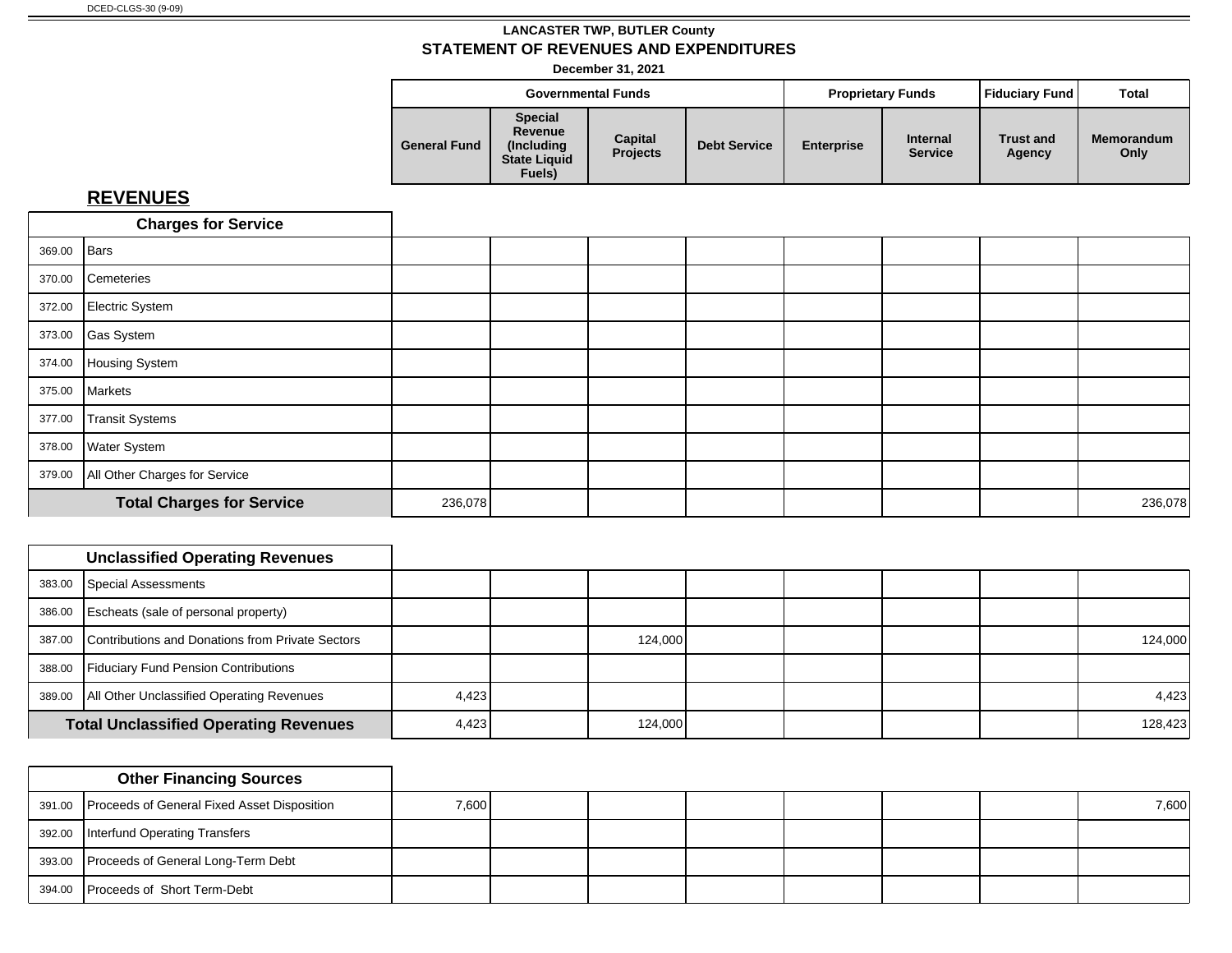DCED-CLGS-30 (9-09)

# LANCASTER TWP, BUTLER County

## STATEMENT OF REVENUES AND EXPENDITURES

**December 31, 2021**

## REVENUES

| | | Governmental Funds | | | | Proprietary Funds | | Fiduciary Fund | Total |
|---|---|---|---|---|---|---|---|---|---|
| | | General Fund | Special Revenue (Including State Liquid Fuels) | Capital Projects | Debt Service | Enterprise | Internal Service | Trust and Agency | Memorandum Only |
| | **Charges for Service** | | | | | | | | |
| 369.00 | Bars | | | | | | | | |
| 370.00 | Cemeteries | | | | | | | | |
| 372.00 | Electric System | | | | | | | | |
| 373.00 | Gas System | | | | | | | | |
| 374.00 | Housing System | | | | | | | | |
| 375.00 | Markets | | | | | | | | |
| 377.00 | Transit Systems | | | | | | | | |
| 378.00 | Water System | | | | | | | | |
| 379.00 | All Other Charges for Service | | | | | | | | |
| | **Total Charges for Service** | 236,078 | | | | | | | 236,078 |
| | **Unclassified Operating Revenues** | | | | | | | | |
| 383.00 | Special Assessments | | | | | | | | |
| 386.00 | Escheats (sale of personal property) | | | | | | | | |
| 387.00 | Contributions and Donations from Private Sectors | | | 124,000 | | | | | 124,000 |
| 388.00 | Fiduciary Fund Pension Contributions | | | | | | | | |
| 389.00 | All Other Unclassified Operating Revenues | 4,423 | | | | | | | 4,423 |
| | **Total Unclassified Operating Revenues** | 4,423 | | 124,000 | | | | | 128,423 |
| | **Other Financing Sources** | | | | | | | | |
| 391.00 | Proceeds of General Fixed Asset Disposition | 7,600 | | | | | | | 7,600 |
| 392.00 | Interfund Operating Transfers | | | | | | | | |
| 393.00 | Proceeds of General Long-Term Debt | | | | | | | | |
| 394.00 | Proceeds of Short Term-Debt | | | | | | | | |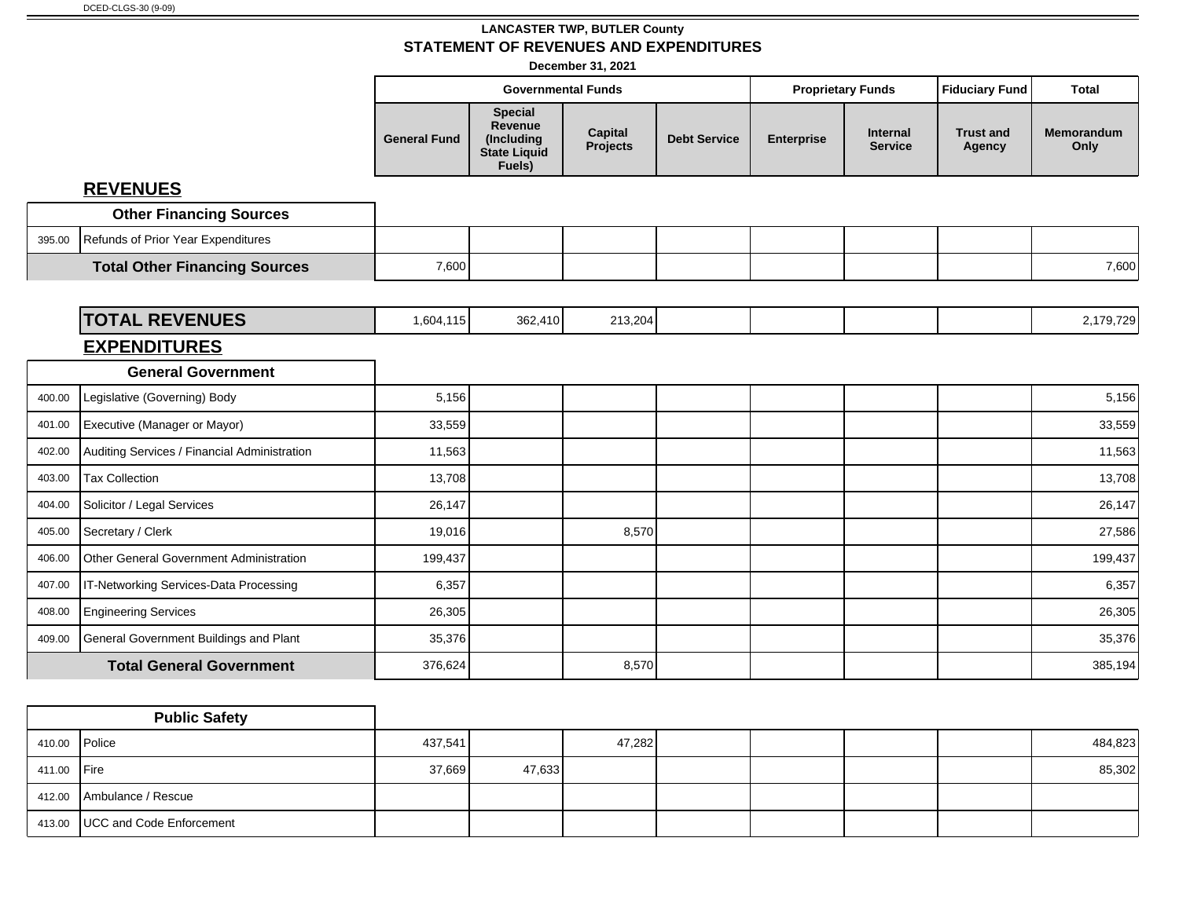DCED-CLGS-30 (9-09)

**LANCASTER TWP, BUTLER County**

**STATEMENT OF REVENUES AND EXPENDITURES**

**December 31, 2021**

| | | Governmental Funds | | | | Proprietary Funds | | Fiduciary Fund | Total |
|---|---|---|---|---|---|---|---|---|---|
| | | General Fund | Special Revenue (Including State Liquid Fuels) | Capital Projects | Debt Service | Enterprise | Internal Service | Trust and Agency | Memorandum Only |
| **REVENUES** | | | | | | | | | |
| | **Other Financing Sources** | | | | | | | | |
| 395.00 | Refunds of Prior Year Expenditures | | | | | | | | |
| | **Total Other Financing Sources** | 7,600 | | | | | | | 7,600 |
| | **TOTAL REVENUES** | 1,604,115 | 362,410 | 213,204 | | | | | 2,179,729 |
| **EXPENDITURES** | | | | | | | | | |
| | **General Government** | | | | | | | | |
| 400.00 | Legislative (Governing) Body | 5,156 | | | | | | | 5,156 |
| 401.00 | Executive (Manager or Mayor) | 33,559 | | | | | | | 33,559 |
| 402.00 | Auditing Services / Financial Administration | 11,563 | | | | | | | 11,563 |
| 403.00 | Tax Collection | 13,708 | | | | | | | 13,708 |
| 404.00 | Solicitor / Legal Services | 26,147 | | | | | | | 26,147 |
| 405.00 | Secretary / Clerk | 19,016 | | 8,570 | | | | | 27,586 |
| 406.00 | Other General Government Administration | 199,437 | | | | | | | 199,437 |
| 407.00 | IT-Networking Services-Data Processing | 6,357 | | | | | | | 6,357 |
| 408.00 | Engineering Services | 26,305 | | | | | | | 26,305 |
| 409.00 | General Government Buildings and Plant | 35,376 | | | | | | | 35,376 |
| | **Total General Government** | 376,624 | | 8,570 | | | | | 385,194 |
| | **Public Safety** | | | | | | | | |
| 410.00 | Police | 437,541 | | 47,282 | | | | | 484,823 |
| 411.00 | Fire | 37,669 | 47,633 | | | | | | 85,302 |
| 412.00 | Ambulance / Rescue | | | | | | | | |
| 413.00 | UCC and Code Enforcement | | | | | | | | |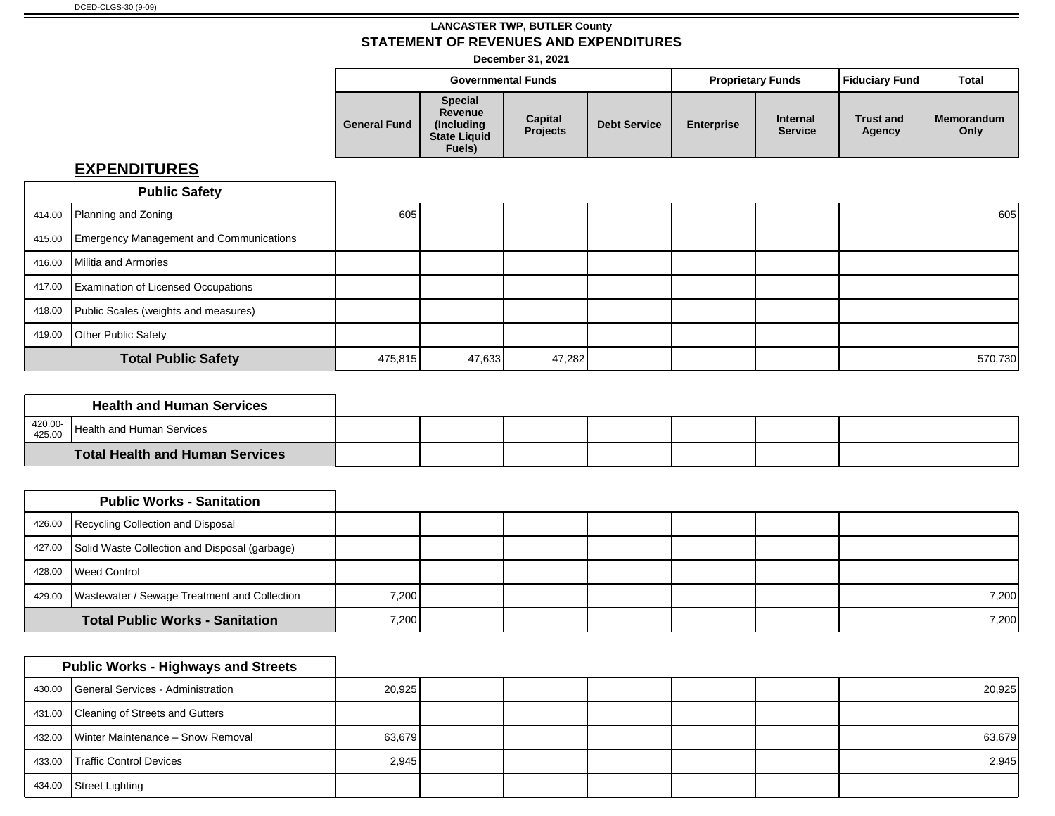DCED-CLGS-30 (9-09)

**LANCASTER TWP, BUTLER County**

**STATEMENT OF REVENUES AND EXPENDITURES**

**December 31, 2021**

## EXPENDITURES

| Code | Description | Governmental Funds: General Fund | Governmental Funds: Special Revenue (Including State Liquid Fuels) | Governmental Funds: Capital Projects | Governmental Funds: Debt Service | Proprietary Funds: Enterprise | Proprietary Funds: Internal Service | Fiduciary Fund: Trust and Agency | Total: Memorandum Only |
|---|---|---|---|---|---|---|---|---|---|
| | **Public Safety** | | | | | | | | |
| 414.00 | Planning and Zoning | 605 | | | | | | | 605 |
| 415.00 | Emergency Management and Communications | | | | | | | | |
| 416.00 | Militia and Armories | | | | | | | | |
| 417.00 | Examination of Licensed Occupations | | | | | | | | |
| 418.00 | Public Scales (weights and measures) | | | | | | | | |
| 419.00 | Other Public Safety | | | | | | | | |
| | **Total Public Safety** | 475,815 | 47,633 | 47,282 | | | | | 570,730 |
| | **Health and Human Services** | | | | | | | | |
| 420.00-425.00 | Health and Human Services | | | | | | | | |
| | **Total Health and Human Services** | | | | | | | | |
| | **Public Works - Sanitation** | | | | | | | | |
| 426.00 | Recycling Collection and Disposal | | | | | | | | |
| 427.00 | Solid Waste Collection and Disposal (garbage) | | | | | | | | |
| 428.00 | Weed Control | | | | | | | | |
| 429.00 | Wastewater / Sewage Treatment and Collection | 7,200 | | | | | | | 7,200 |
| | **Total Public Works - Sanitation** | 7,200 | | | | | | | 7,200 |
| | **Public Works - Highways and Streets** | | | | | | | | |
| 430.00 | General Services - Administration | 20,925 | | | | | | | 20,925 |
| 431.00 | Cleaning of Streets and Gutters | | | | | | | | |
| 432.00 | Winter Maintenance – Snow Removal | 63,679 | | | | | | | 63,679 |
| 433.00 | Traffic Control Devices | 2,945 | | | | | | | 2,945 |
| 434.00 | Street Lighting | | | | | | | | |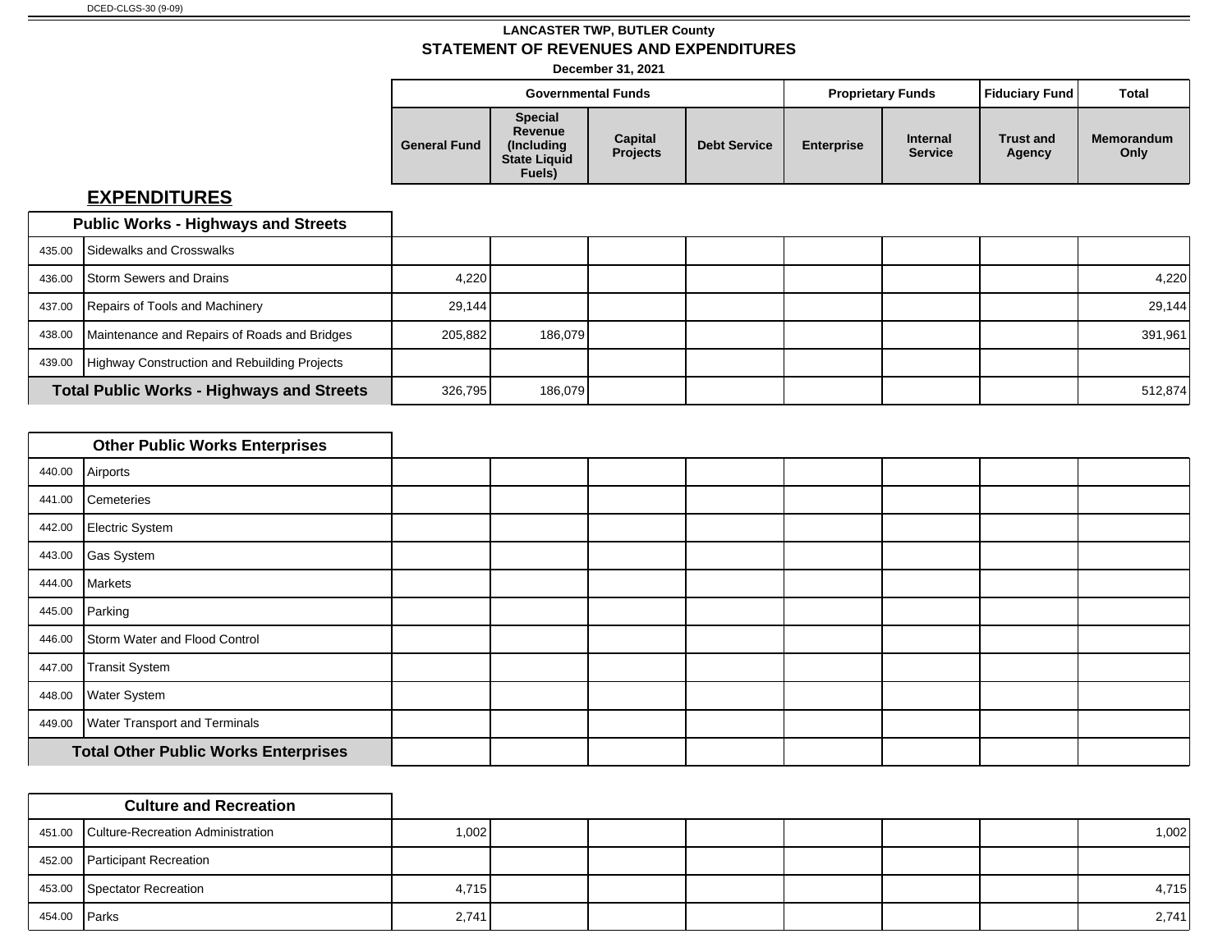DCED-CLGS-30 (9-09)

**LANCASTER TWP, BUTLER County**

**STATEMENT OF REVENUES AND EXPENDITURES**

**December 31, 2021**

## EXPENDITURES

| | | Governmental Funds | | | | Proprietary Funds | | Fiduciary Fund | Total |
|---|---|---|---|---|---|---|---|---|---|
| | | General Fund | Special Revenue (Including State Liquid Fuels) | Capital Projects | Debt Service | Enterprise | Internal Service | Trust and Agency | Memorandum Only |
| | **Public Works - Highways and Streets** | | | | | | | | |
| 435.00 | Sidewalks and Crosswalks | | | | | | | | |
| 436.00 | Storm Sewers and Drains | 4,220 | | | | | | | 4,220 |
| 437.00 | Repairs of Tools and Machinery | 29,144 | | | | | | | 29,144 |
| 438.00 | Maintenance and Repairs of Roads and Bridges | 205,882 | 186,079 | | | | | | 391,961 |
| 439.00 | Highway Construction and Rebuilding Projects | | | | | | | | |
| | **Total Public Works - Highways and Streets** | 326,795 | 186,079 | | | | | | 512,874 |
| | **Other Public Works Enterprises** | | | | | | | | |
| 440.00 | Airports | | | | | | | | |
| 441.00 | Cemeteries | | | | | | | | |
| 442.00 | Electric System | | | | | | | | |
| 443.00 | Gas System | | | | | | | | |
| 444.00 | Markets | | | | | | | | |
| 445.00 | Parking | | | | | | | | |
| 446.00 | Storm Water and Flood Control | | | | | | | | |
| 447.00 | Transit System | | | | | | | | |
| 448.00 | Water System | | | | | | | | |
| 449.00 | Water Transport and Terminals | | | | | | | | |
| | **Total Other Public Works Enterprises** | | | | | | | | |
| | **Culture and Recreation** | | | | | | | | |
| 451.00 | Culture-Recreation Administration | 1,002 | | | | | | | 1,002 |
| 452.00 | Participant Recreation | | | | | | | | |
| 453.00 | Spectator Recreation | 4,715 | | | | | | | 4,715 |
| 454.00 | Parks | 2,741 | | | | | | | 2,741 |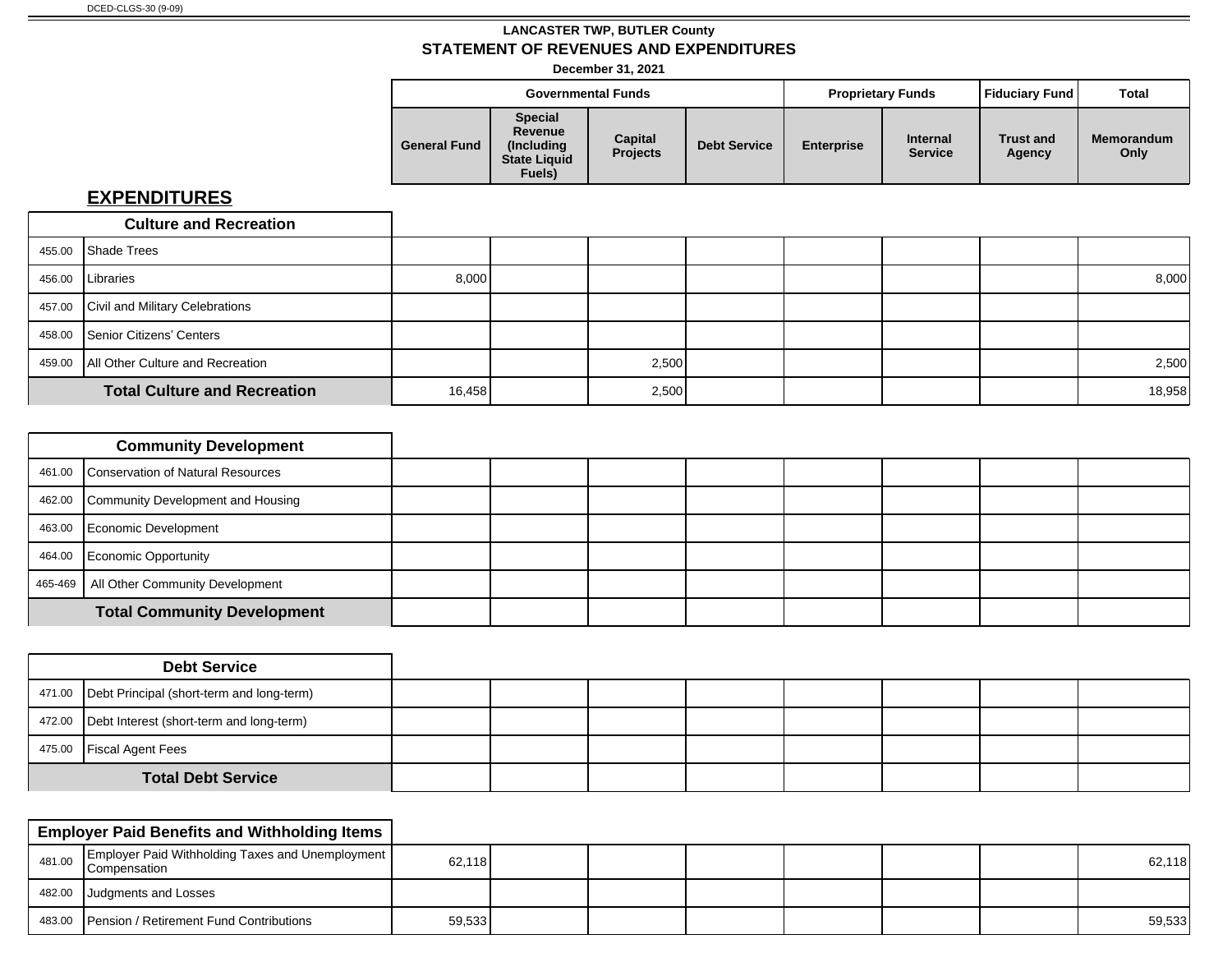DCED-CLGS-30 (9-09)

**LANCASTER TWP, BUTLER County**

**STATEMENT OF REVENUES AND EXPENDITURES**

**December 31, 2021**

## EXPENDITURES

| | | Governmental Funds | | | | Proprietary Funds | | Fiduciary Fund | Total |
|---|---|---|---|---|---|---|---|---|---|
| | | General Fund | Special Revenue (Including State Liquid Fuels) | Capital Projects | Debt Service | Enterprise | Internal Service | Trust and Agency | Memorandum Only |
| | **Culture and Recreation** | | | | | | | | |
| 455.00 | Shade Trees | | | | | | | | |
| 456.00 | Libraries | 8,000 | | | | | | | 8,000 |
| 457.00 | Civil and Military Celebrations | | | | | | | | |
| 458.00 | Senior Citizens' Centers | | | | | | | | |
| 459.00 | All Other Culture and Recreation | | | 2,500 | | | | | 2,500 |
| | **Total Culture and Recreation** | 16,458 | | 2,500 | | | | | 18,958 |
| | **Community Development** | | | | | | | | |
| 461.00 | Conservation of Natural Resources | | | | | | | | |
| 462.00 | Community Development and Housing | | | | | | | | |
| 463.00 | Economic Development | | | | | | | | |
| 464.00 | Economic Opportunity | | | | | | | | |
| 465-469 | All Other Community Development | | | | | | | | |
| | **Total Community Development** | | | | | | | | |
| | **Debt Service** | | | | | | | | |
| 471.00 | Debt Principal (short-term and long-term) | | | | | | | | |
| 472.00 | Debt Interest (short-term and long-term) | | | | | | | | |
| 475.00 | Fiscal Agent Fees | | | | | | | | |
| | **Total Debt Service** | | | | | | | | |
| | **Employer Paid Benefits and Withholding Items** | | | | | | | | |
| 481.00 | Employer Paid Withholding Taxes and Unemployment Compensation | 62,118 | | | | | | | 62,118 |
| 482.00 | Judgments and Losses | | | | | | | | |
| 483.00 | Pension / Retirement Fund Contributions | 59,533 | | | | | | | 59,533 |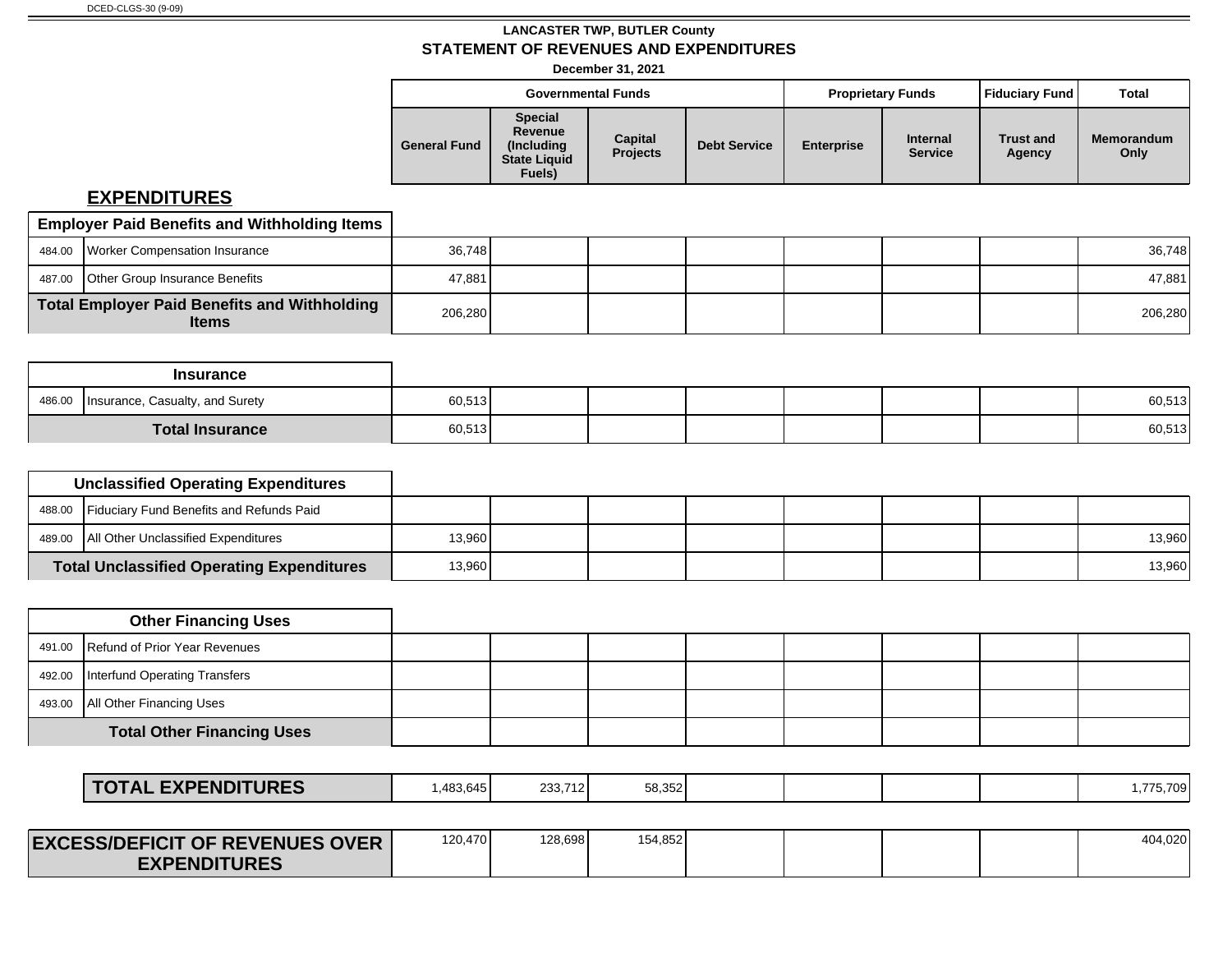DCED-CLGS-30 (9-09)

**LANCASTER TWP, BUTLER County**

**STATEMENT OF REVENUES AND EXPENDITURES**

**December 31, 2021**

## EXPENDITURES

| | | Governmental Funds | | | | Proprietary Funds | | Fiduciary Fund | Total |
|---|---|---|---|---|---|---|---|---|---|
| | | General Fund | Special Revenue (Including State Liquid Fuels) | Capital Projects | Debt Service | Enterprise | Internal Service | Trust and Agency | Memorandum Only |
| **Employer Paid Benefits and Withholding Items** | | | | | | | | | |
| 484.00 | Worker Compensation Insurance | 36,748 | | | | | | | 36,748 |
| 487.00 | Other Group Insurance Benefits | 47,881 | | | | | | | 47,881 |
| **Total Employer Paid Benefits and Withholding Items** | | 206,280 | | | | | | | 206,280 |
| **Insurance** | | | | | | | | | |
| 486.00 | Insurance, Casualty, and Surety | 60,513 | | | | | | | 60,513 |
| **Total Insurance** | | 60,513 | | | | | | | 60,513 |
| **Unclassified Operating Expenditures** | | | | | | | | | |
| 488.00 | Fiduciary Fund Benefits and Refunds Paid | | | | | | | | |
| 489.00 | All Other Unclassified Expenditures | 13,960 | | | | | | | 13,960 |
| **Total Unclassified Operating Expenditures** | | 13,960 | | | | | | | 13,960 |
| **Other Financing Uses** | | | | | | | | | |
| 491.00 | Refund of Prior Year Revenues | | | | | | | | |
| 492.00 | Interfund Operating Transfers | | | | | | | | |
| 493.00 | All Other Financing Uses | | | | | | | | |
| **Total Other Financing Uses** | | | | | | | | | |
| **TOTAL EXPENDITURES** | | 1,483,645 | 233,712 | 58,352 | | | | | 1,775,709 |
| **EXCESS/DEFICIT OF REVENUES OVER EXPENDITURES** | | 120,470 | 128,698 | 154,852 | | | | | 404,020 |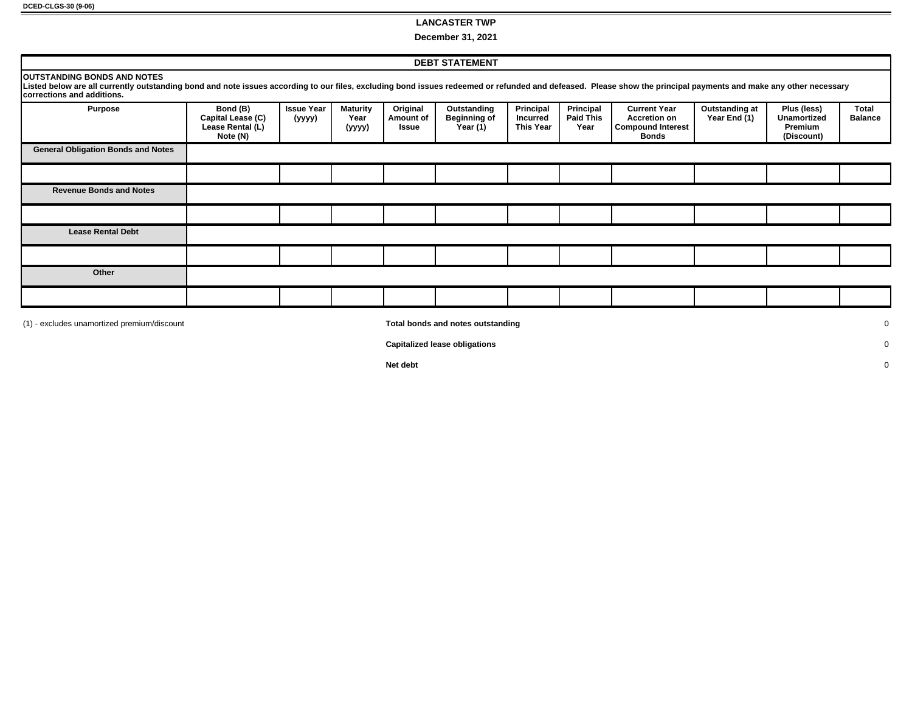DCED-CLGS-30 (9-06)

**LANCASTER TWP**

**December 31, 2021**

## DEBT STATEMENT

**OUTSTANDING BONDS AND NOTES**

**Listed below are all currently outstanding bond and note issues according to our files, excluding bond issues redeemed or refunded and defeased. Please show the principal payments and make any other necessary corrections and additions.**

| Purpose | Bond (B) Capital Lease (C) Lease Rental (L) Note (N) | Issue Year (yyyy) | Maturity Year (yyyy) | Original Amount of Issue | Outstanding Beginning of Year (1) | Principal Incurred This Year | Principal Paid This Year | Current Year Accretion on Compound Interest Bonds | Outstanding at Year End (1) | Plus (less) Unamortized Premium (Discount) | Total Balance |
|---|---|---|---|---|---|---|---|---|---|---|---|
| **General Obligation Bonds and Notes** | | | | | | | | | | | |
| | | | | | | | | | | | |
| **Revenue Bonds and Notes** | | | | | | | | | | | |
| | | | | | | | | | | | |
| **Lease Rental Debt** | | | | | | | | | | | |
| | | | | | | | | | | | |
| **Other** | | | | | | | | | | | |
| | | | | | | | | | | | |

(1) - excludes unamortized premium/discount

| | |
|---|---|
| **Total bonds and notes outstanding** | 0 |
| **Capitalized lease obligations** | 0 |
| **Net debt** | 0 |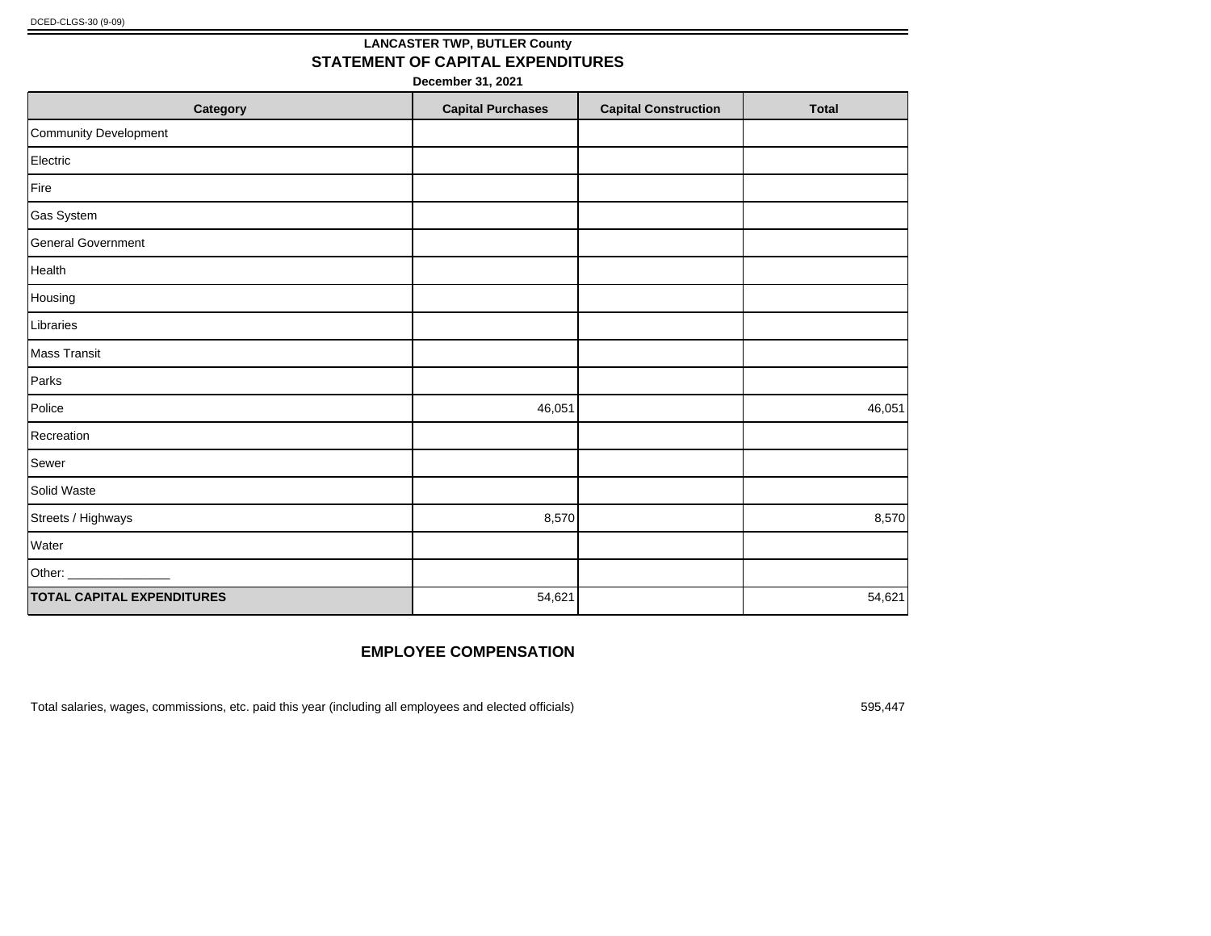DCED-CLGS-30 (9-09)

**LANCASTER TWP, BUTLER County**

## STATEMENT OF CAPITAL EXPENDITURES

**December 31, 2021**

| Category | Capital Purchases | Capital Construction | Total |
|---|---|---|---|
| Community Development | | | |
| Electric | | | |
| Fire | | | |
| Gas System | | | |
| General Government | | | |
| Health | | | |
| Housing | | | |
| Libraries | | | |
| Mass Transit | | | |
| Parks | | | |
| Police | 46,051 | | 46,051 |
| Recreation | | | |
| Sewer | | | |
| Solid Waste | | | |
| Streets / Highways | 8,570 | | 8,570 |
| Water | | | |
| Other: _______________ | | | |
| **TOTAL CAPITAL EXPENDITURES** | 54,621 | | 54,621 |

## EMPLOYEE COMPENSATION

Total salaries, wages, commissions, etc. paid this year (including all employees and elected officials) 595,447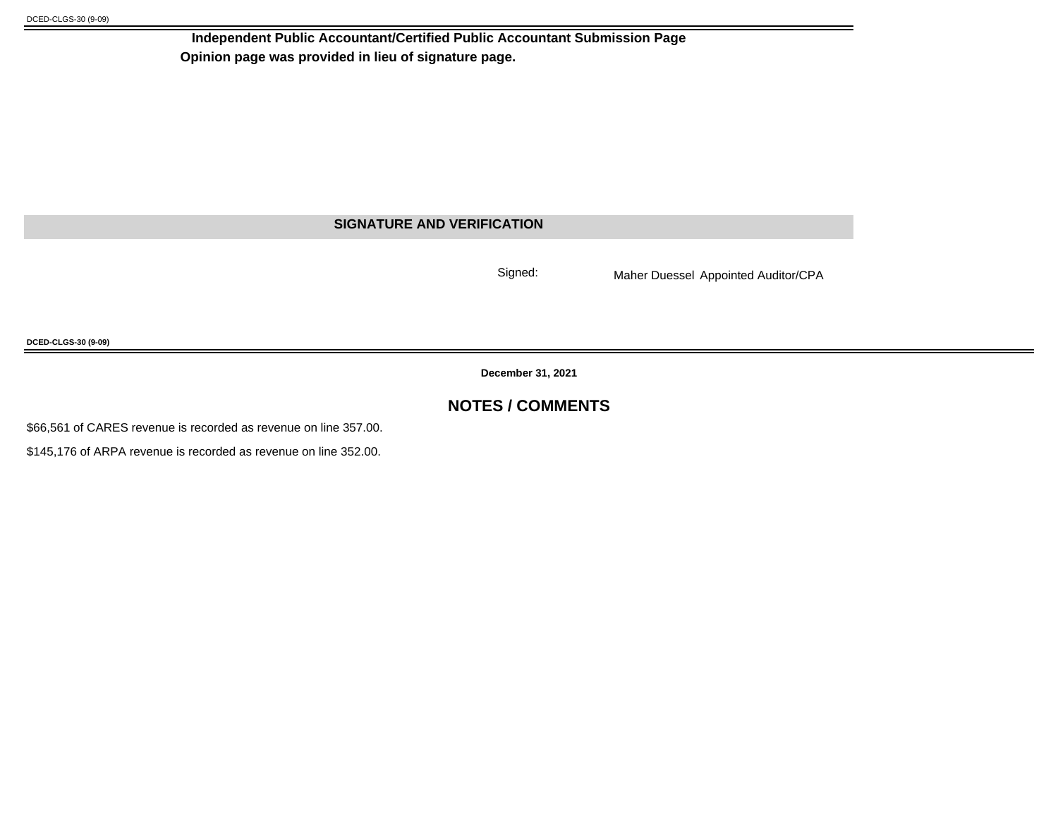**Independent Public Accountant/Certified Public Accountant Submission Page**

**Opinion page was provided in lieu of signature page.**

## SIGNATURE AND VERIFICATION

Signed: Maher Duessel Appointed Auditor/CPA

**December 31, 2021**

## NOTES / COMMENTS

$66,561 of CARES revenue is recorded as revenue on line 357.00.

$145,176 of ARPA revenue is recorded as revenue on line 352.00.